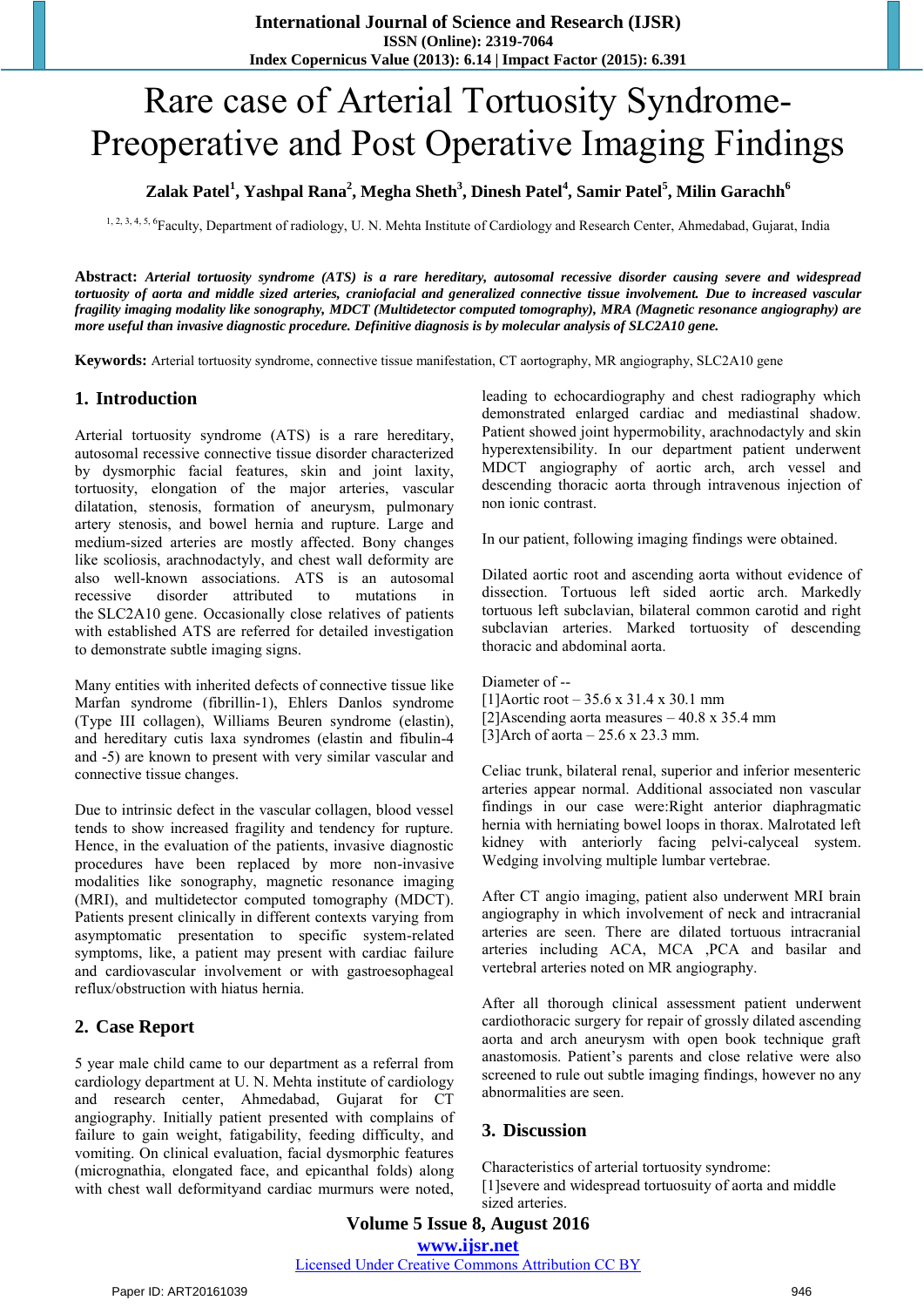# Rare case of Arterial Tortuosity Syndrome-Preoperative and Post Operative Imaging Findings

**Zalak Patel[1], Yashpal Rana[2], Megha Sheth[3], Dinesh Patel[4], Samir Patel[5], Milin Garachh[6]**

[1, 2, 3, 4, 5, 6]Faculty, Department of radiology, U. N. Mehta Institute of Cardiology and Research Center, Ahmedabad, Gujarat, India

**Abstract:** ***Arterial tortuosity syndrome (ATS) is a rare hereditary, autosomal recessive disorder causing severe and widespread tortuosity of aorta and middle sized arteries, craniofacial and generalized connective tissue involvement. Due to increased vascular fragility imaging modality like sonography, MDCT (Multidetector computed tomography), MRA (Magnetic resonance angiography) are more useful than invasive diagnostic procedure. Definitive diagnosis is by molecular analysis of SLC2A10 gene.***

**Keywords:** Arterial tortuosity syndrome, connective tissue manifestation, CT aortography, MR angiography, SLC2A10 gene

## 1. Introduction

Arterial tortuosity syndrome (ATS) is a rare hereditary, autosomal recessive connective tissue disorder characterized by dysmorphic facial features, skin and joint laxity, tortuosity, elongation of the major arteries, vascular dilatation, stenosis, formation of aneurysm, pulmonary artery stenosis, and bowel hernia and rupture. Large and medium-sized arteries are mostly affected. Bony changes like scoliosis, arachnodactyly, and chest wall deformity are also well-known associations. ATS is an autosomal recessive disorder attributed to mutations in the SLC2A10 gene. Occasionally close relatives of patients with established ATS are referred for detailed investigation to demonstrate subtle imaging signs.

Many entities with inherited defects of connective tissue like Marfan syndrome (fibrillin-1), Ehlers Danlos syndrome (Type III collagen), Williams Beuren syndrome (elastin), and hereditary cutis laxa syndromes (elastin and fibulin-4 and -5) are known to present with very similar vascular and connective tissue changes.

Due to intrinsic defect in the vascular collagen, blood vessel tends to show increased fragility and tendency for rupture. Hence, in the evaluation of the patients, invasive diagnostic procedures have been replaced by more non-invasive modalities like sonography, magnetic resonance imaging (MRI), and multidetector computed tomography (MDCT). Patients present clinically in different contexts varying from asymptomatic presentation to specific system-related symptoms, like, a patient may present with cardiac failure and cardiovascular involvement or with gastroesophageal reflux/obstruction with hiatus hernia.

## 2. Case Report

5 year male child came to our department as a referral from cardiology department at U. N. Mehta institute of cardiology and research center, Ahmedabad, Gujarat for CT angiography. Initially patient presented with complains of failure to gain weight, fatigability, feeding difficulty, and vomiting. On clinical evaluation, facial dysmorphic features (micrognathia, elongated face, and epicanthal folds) along with chest wall deformityand cardiac murmurs were noted, leading to echocardiography and chest radiography which demonstrated enlarged cardiac and mediastinal shadow. Patient showed joint hypermobility, arachnodactyly and skin hyperextensibility. In our department patient underwent MDCT angiography of aortic arch, arch vessel and descending thoracic aorta through intravenous injection of non ionic contrast.

In our patient, following imaging findings were obtained.

Dilated aortic root and ascending aorta without evidence of dissection. Tortuous left sided aortic arch. Markedly tortuous left subclavian, bilateral common carotid and right subclavian arteries. Marked tortuosity of descending thoracic and abdominal aorta.

Diameter of --
[1]Aortic root – 35.6 x 31.4 x 30.1 mm
[2]Ascending aorta measures – 40.8 x 35.4 mm
[3]Arch of aorta – 25.6 x 23.3 mm.

Celiac trunk, bilateral renal, superior and inferior mesenteric arteries appear normal. Additional associated non vascular findings in our case were:Right anterior diaphragmatic hernia with herniating bowel loops in thorax. Malrotated left kidney with anteriorly facing pelvi-calyceal system. Wedging involving multiple lumbar vertebrae.

After CT angio imaging, patient also underwent MRI brain angiography in which involvement of neck and intracranial arteries are seen. There are dilated tortuous intracranial arteries including ACA, MCA ,PCA and basilar and vertebral arteries noted on MR angiography.

After all thorough clinical assessment patient underwent cardiothoracic surgery for repair of grossly dilated ascending aorta and arch aneurysm with open book technique graft anastomosis. Patient's parents and close relative were also screened to rule out subtle imaging findings, however no any abnormalities are seen.

## 3. Discussion

Characteristics of arterial tortuosity syndrome:
[1]severe and widespread tortuosuity of aorta and middle sized arteries.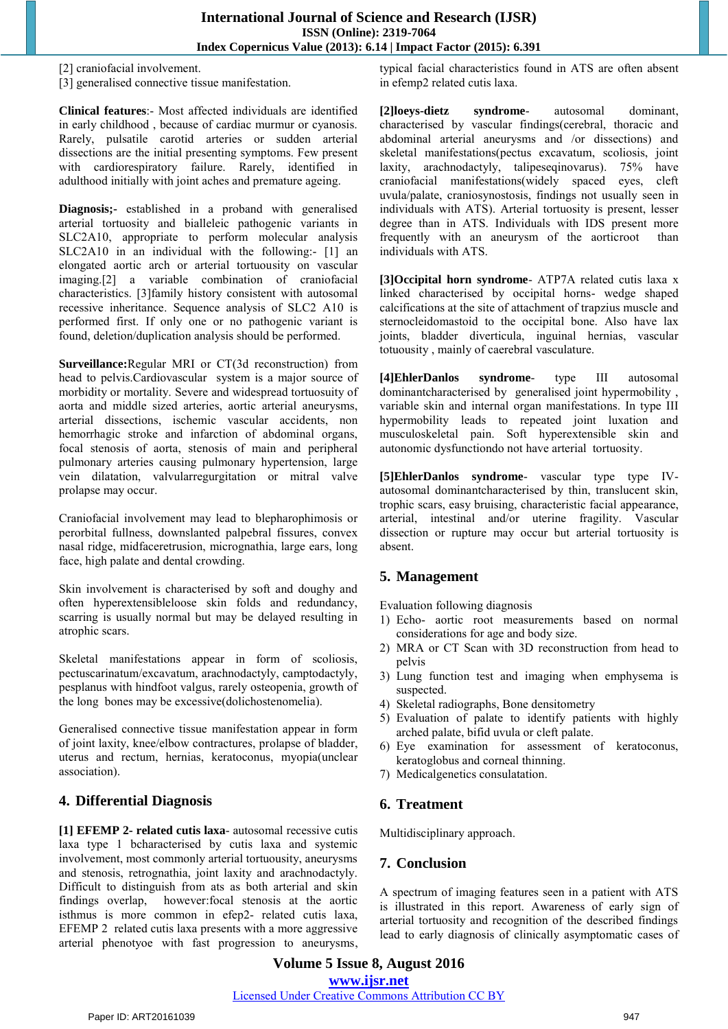[2] craniofacial involvement.
[3] generalised connective tissue manifestation.

**Clinical features**:- Most affected individuals are identified in early childhood , because of cardiac murmur or cyanosis. Rarely, pulsatile carotid arteries or sudden arterial dissections are the initial presenting symptoms. Few present with cardiorespiratory failure. Rarely, identified in adulthood initially with joint aches and premature ageing.

**Diagnosis;-** established in a proband with generalised arterial tortuosity and bialleleic pathogenic variants in SLC2A10, appropriate to perform molecular analysis SLC2A10 in an individual with the following:- [1] an elongated aortic arch or arterial tortuosity on vascular imaging.[2] a variable combination of craniofacial characteristics. [3]family history consistent with autosomal recessive inheritance. Sequence analysis of SLC2 A10 is performed first. If only one or no pathogenic variant is found, deletion/duplication analysis should be performed.

**Surveillance:**Regular MRI or CT(3d reconstruction) from head to pelvis.Cardiovascular system is a major source of morbidity or mortality. Severe and widespread tortuosity of aorta and middle sized arteries, aortic arterial aneurysms, arterial dissections, ischemic vascular accidents, non hemorrhagic stroke and infarction of abdominal organs, focal stenosis of aorta, stenosis of main and peripheral pulmonary arteries causing pulmonary hypertension, large vein dilatation, valvularregurgitation or mitral valve prolapse may occur.

Craniofacial involvement may lead to blepharophimosis or perorbital fullness, downslanted palpebral fissures, convex nasal ridge, midfaceretrusion, micrognathia, large ears, long face, high palate and dental crowding.

Skin involvement is characterised by soft and doughy and often hyperextensibleloose skin folds and redundancy, scarring is usually normal but may be delayed resulting in atrophic scars.

Skeletal manifestations appear in form of scoliosis, pectuscarinatum/excavatum, arachnodactyly, camptodactyly, pesplanus with hindfoot valgus, rarely osteopenia, growth of the long bones may be excessive(dolichostenomelia).

Generalised connective tissue manifestation appear in form of joint laxity, knee/elbow contractures, prolapse of bladder, uterus and rectum, hernias, keratoconus, myopia(unclear association).

## 4. Differential Diagnosis

**[1] EFEMP 2- related cutis laxa**- autosomal recessive cutis laxa type 1 bcharacterised by cutis laxa and systemic involvement, most commonly arterial tortuosity, aneurysms and stenosis, retrognathia, joint laxity and arachnodactyly. Difficult to distinguish from ats as both arterial and skin findings overlap, however:focal stenosis at the aortic isthmus is more common in efep2- related cutis laxa, EFEMP 2 related cutis laxa presents with a more aggressive arterial phenotyoe with fast progression to aneurysms, typical facial characteristics found in ATS are often absent in efemp2 related cutis laxa.

**[2]loeys-dietz syndrome-** autosomal dominant, characterised by vascular findings(cerebral, thoracic and abdominal arterial aneurysms and /or dissections) and skeletal manifestations(pectus excavatum, scoliosis, joint laxity, arachnodactyly, talipeseqinovarus). 75% have craniofacial manifestations(widely spaced eyes, cleft uvula/palate, craniosynostosis, findings not usually seen in individuals with ATS). Arterial tortuosity is present, lesser degree than in ATS. Individuals with IDS present more frequently with an aneurysm of the aorticroot than individuals with ATS.

**[3]Occipital horn syndrome**- ATP7A related cutis laxa x linked characterised by occipital horns- wedge shaped calcifications at the site of attachment of trapzius muscle and sternocleidomastoid to the occipital bone. Also have lax joints, bladder diverticula, inguinal hernias, vascular totuousity , mainly of caerebral vasculature.

**[4]EhlerDanlos syndrome**- type III autosomal dominantcharacterised by generalised joint hypermobility , variable skin and internal organ manifestations. In type III hypermobility leads to repeated joint luxation and musculoskeletal pain. Soft hyperextensible skin and autonomic dysfunctiondo not have arterial tortuosity.

**[5]EhlerDanlos syndrome**- vascular type type type IV- autosomal dominantcharacterised by thin, translucent skin, trophic scars, easy bruising, characteristic facial appearance, arterial, intestinal and/or uterine fragility. Vascular dissection or rupture may occur but arterial tortuosity is absent.

## 5. Management

Evaluation following diagnosis

1) Echo- aortic root measurements based on normal considerations for age and body size.
2) MRA or CT Scan with 3D reconstruction from head to pelvis
3) Lung function test and imaging when emphysema is suspected.
4) Skeletal radiographs, Bone densitometry
5) Evaluation of palate to identify patients with highly arched palate, bifid uvula or cleft palate.
6) Eye examination for assessment of keratoconus, keratoglobus and corneal thinning.
7) Medicalgenetics consulatation.

## 6. Treatment

Multidisciplinary approach.

## 7. Conclusion

A spectrum of imaging features seen in a patient with ATS is illustrated in this report. Awareness of early sign of arterial tortuosity and recognition of the described findings lead to early diagnosis of clinically asymptomatic cases of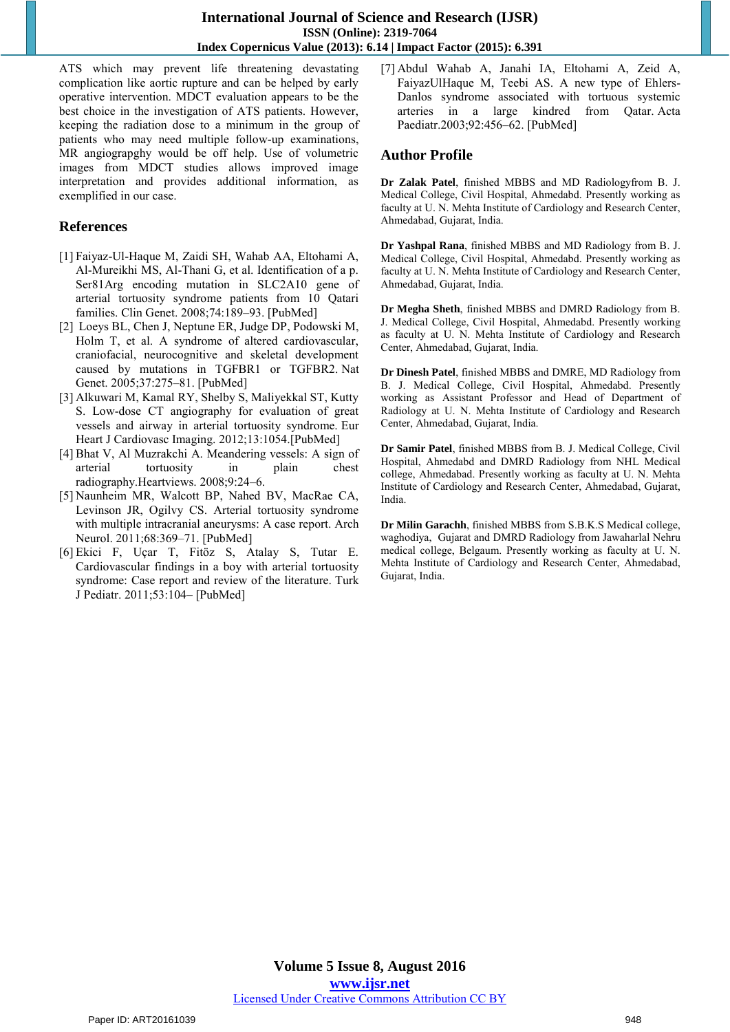ATS which may prevent life threatening devastating complication like aortic rupture and can be helped by early operative intervention. MDCT evaluation appears to be the best choice in the investigation of ATS patients. However, keeping the radiation dose to a minimum in the group of patients who may need multiple follow-up examinations, MR angiograpghy would be off help. Use of volumetric images from MDCT studies allows improved image interpretation and provides additional information, as exemplified in our case.

## References

[1] Faiyaz-Ul-Haque M, Zaidi SH, Wahab AA, Eltohami A, Al-Mureikhi MS, Al-Thani G, et al. Identification of a p. Ser81Arg encoding mutation in SLC2A10 gene of arterial tortuosity syndrome patients from 10 Qatari families. Clin Genet. 2008;74:189–93. [PubMed]

[2] Loeys BL, Chen J, Neptune ER, Judge DP, Podowski M, Holm T, et al. A syndrome of altered cardiovascular, craniofacial, neurocognitive and skeletal development caused by mutations in TGFBR1 or TGFBR2. Nat Genet. 2005;37:275–81. [PubMed]

[3] Alkuwari M, Kamal RY, Shelby S, Maliyekkal ST, Kutty S. Low-dose CT angiography for evaluation of great vessels and airway in arterial tortuosity syndrome. Eur Heart J Cardiovasc Imaging. 2012;13:1054.[PubMed]

[4] Bhat V, Al Muzrakchi A. Meandering vessels: A sign of arterial tortuosity in plain chest radiography.Heartviews. 2008;9:24–6.

[5] Naunheim MR, Walcott BP, Nahed BV, MacRae CA, Levinson JR, Ogilvy CS. Arterial tortuosity syndrome with multiple intracranial aneurysms: A case report. Arch Neurol. 2011;68:369–71. [PubMed]

[6] Ekici F, Uçar T, Fitöz S, Atalay S, Tutar E. Cardiovascular findings in a boy with arterial tortuosity syndrome: Case report and review of the literature. Turk J Pediatr. 2011;53:104– [PubMed]

[7] Abdul Wahab A, Janahi IA, Eltohami A, Zeid A, FaiyazUlHaque M, Teebi AS. A new type of Ehlers-Danlos syndrome associated with tortuous systemic arteries in a large kindred from Qatar. Acta Paediatr.2003;92:456–62. [PubMed]

## Author Profile

**Dr Zalak Patel**, finished MBBS and MD Radiologyfrom B. J. Medical College, Civil Hospital, Ahmedabd. Presently working as faculty at U. N. Mehta Institute of Cardiology and Research Center, Ahmedabad, Gujarat, India.

**Dr Yashpal Rana**, finished MBBS and MD Radiology from B. J. Medical College, Civil Hospital, Ahmedabd. Presently working as faculty at U. N. Mehta Institute of Cardiology and Research Center, Ahmedabad, Gujarat, India.

**Dr Megha Sheth**, finished MBBS and DMRD Radiology from B. J. Medical College, Civil Hospital, Ahmedabd. Presently working as faculty at U. N. Mehta Institute of Cardiology and Research Center, Ahmedabad, Gujarat, India.

**Dr Dinesh Patel**, finished MBBS and DMRE, MD Radiology from B. J. Medical College, Civil Hospital, Ahmedabd. Presently working as Assistant Professor and Head of Department of Radiology at U. N. Mehta Institute of Cardiology and Research Center, Ahmedabad, Gujarat, India.

**Dr Samir Patel**, finished MBBS from B. J. Medical College, Civil Hospital, Ahmedabd and DMRD Radiology from NHL Medical college, Ahmedabad. Presently working as faculty at U. N. Mehta Institute of Cardiology and Research Center, Ahmedabad, Gujarat, India.

**Dr Milin Garachh**, finished MBBS from S.B.K.S Medical college, waghodiya, Gujarat and DMRD Radiology from Jawaharlal Nehru medical college, Belgaum. Presently working as faculty at U. N. Mehta Institute of Cardiology and Research Center, Ahmedabad, Gujarat, India.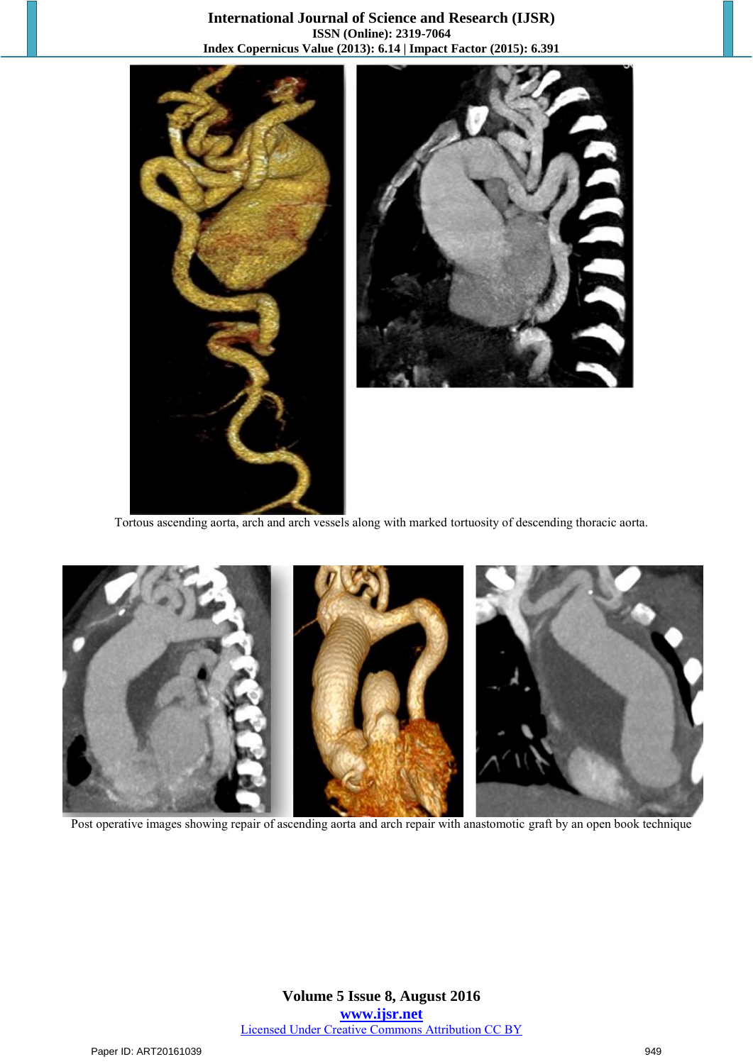Tortous ascending aorta, arch and arch vessels along with marked tortuosity of descending thoracic aorta.

Post operative images showing repair of ascending aorta and arch repair with anastomotic graft by an open book technique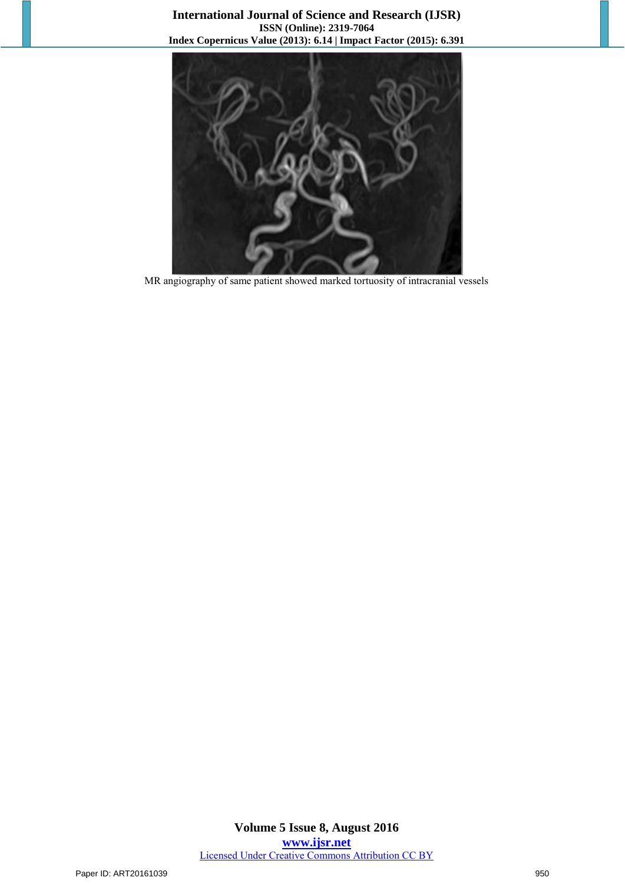MR angiography of same patient showed marked tortuosity of intracranial vessels